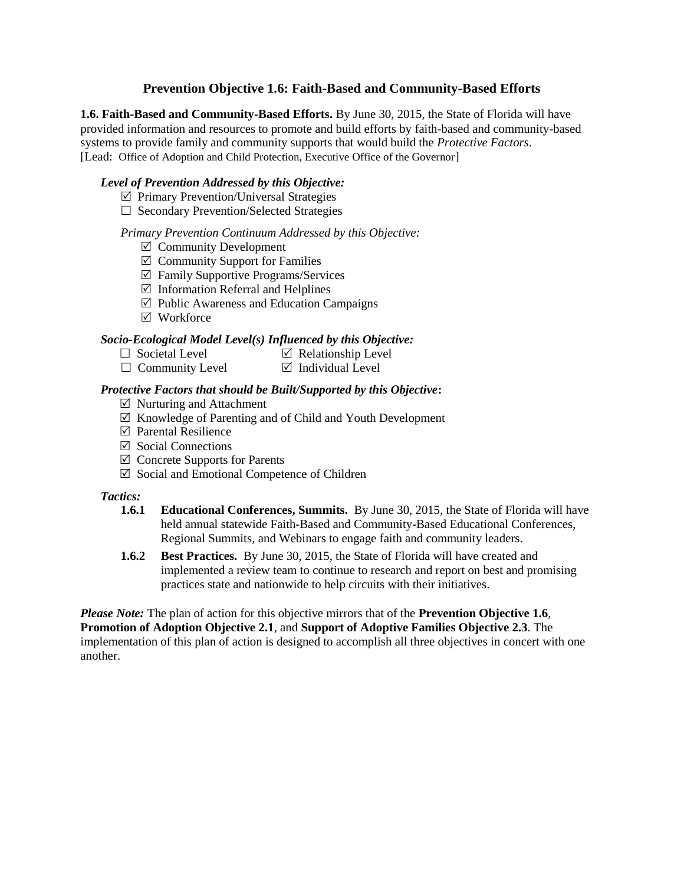## Prevention Objective 1.6: Faith-Based and Community-Based Efforts

**1.6. Faith-Based and Community-Based Efforts.** By June 30, 2015, the State of Florida will have provided information and resources to promote and build efforts by faith-based and community-based systems to provide family and community supports that would build the *Protective Factors*.
[Lead: Office of Adoption and Child Protection, Executive Office of the Governor]

***Level of Prevention Addressed by this Objective:***

- ☑ Primary Prevention/Universal Strategies
- ☐ Secondary Prevention/Selected Strategies

*Primary Prevention Continuum Addressed by this Objective:*

- ☑ Community Development
- ☑ Community Support for Families
- ☑ Family Supportive Programs/Services
- ☑ Information Referral and Helplines
- ☑ Public Awareness and Education Campaigns
- ☑ Workforce

***Socio-Ecological Model Level(s) Influenced by this Objective:***

- ☐ Societal Level
- ☑ Relationship Level
- ☐ Community Level
- ☑ Individual Level

***Protective Factors that should be Built/Supported by this Objective*:**

- ☑ Nurturing and Attachment
- ☑ Knowledge of Parenting and of Child and Youth Development
- ☑ Parental Resilience
- ☑ Social Connections
- ☑ Concrete Supports for Parents
- ☑ Social and Emotional Competence of Children

***Tactics:***

**1.6.1 Educational Conferences, Summits.** By June 30, 2015, the State of Florida will have held annual statewide Faith-Based and Community-Based Educational Conferences, Regional Summits, and Webinars to engage faith and community leaders.

**1.6.2 Best Practices.** By June 30, 2015, the State of Florida will have created and implemented a review team to continue to research and report on best and promising practices state and nationwide to help circuits with their initiatives.

***Please Note:*** The plan of action for this objective mirrors that of the **Prevention Objective 1.6**, **Promotion of Adoption Objective 2.1**, and **Support of Adoptive Families Objective 2.3**. The implementation of this plan of action is designed to accomplish all three objectives in concert with one another.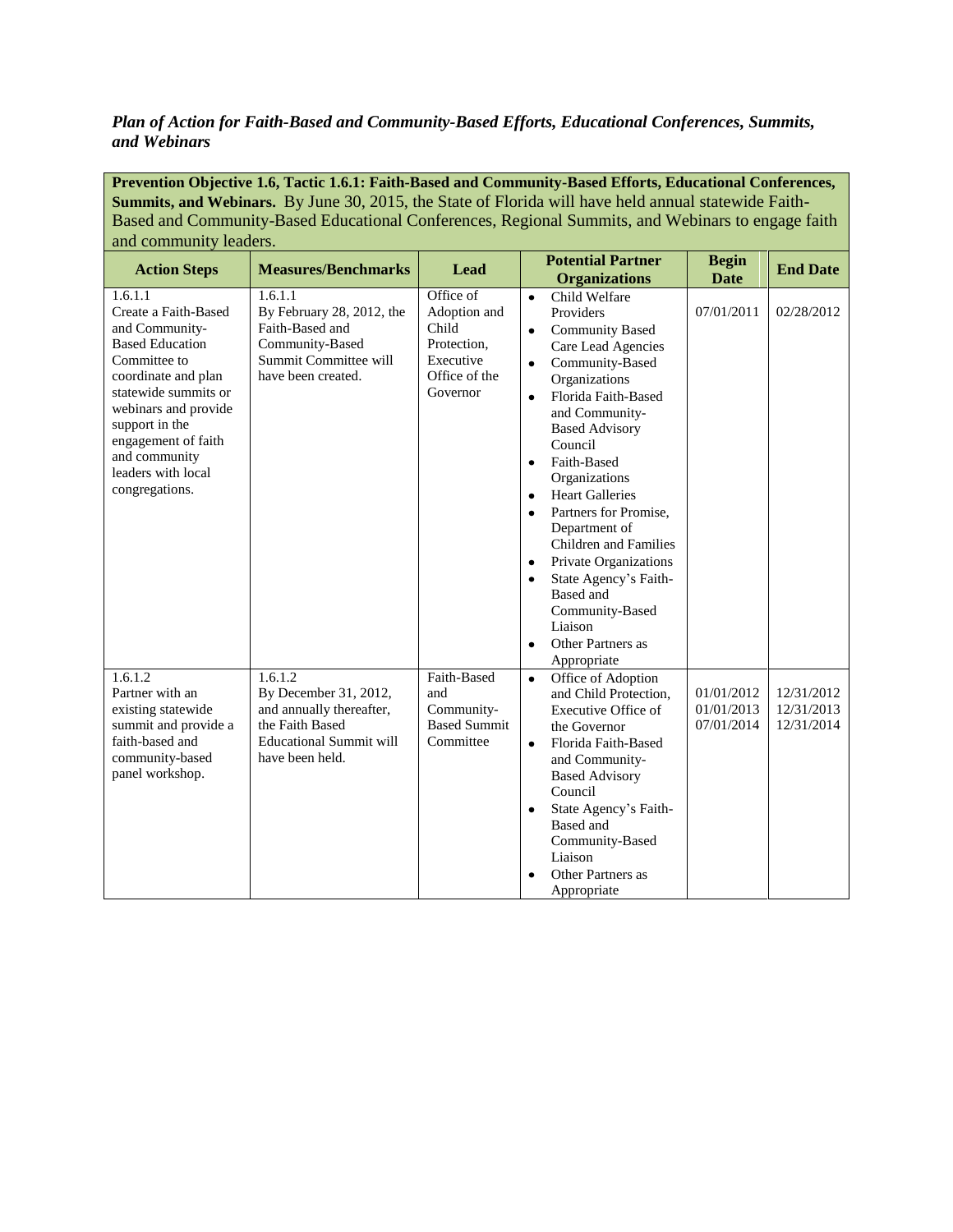*Plan of Action for Faith-Based and Community-Based Efforts, Educational Conferences, Summits, and Webinars*

**Prevention Objective 1.6, Tactic 1.6.1: Faith-Based and Community-Based Efforts, Educational Conferences, Summits, and Webinars.** By June 30, 2015, the State of Florida will have held annual statewide Faith-Based and Community-Based Educational Conferences, Regional Summits, and Webinars to engage faith and community leaders.

| Action Steps | Measures/Benchmarks | Lead | Potential Partner Organizations | Begin Date | End Date |
|---|---|---|---|---|---|
| 1.6.1.1<br>Create a Faith-Based and Community-Based Education Committee to coordinate and plan statewide summits or webinars and provide support in the engagement of faith and community leaders with local congregations. | 1.6.1.1<br>By February 28, 2012, the Faith-Based and Community-Based Summit Committee will have been created. | Office of Adoption and Child Protection, Executive Office of the Governor | • Child Welfare Providers<br>• Community Based Care Lead Agencies<br>• Community-Based Organizations<br>• Florida Faith-Based and Community-Based Advisory Council<br>• Faith-Based Organizations<br>• Heart Galleries<br>• Partners for Promise, Department of Children and Families<br>• Private Organizations<br>• State Agency's Faith-Based and Community-Based Liaison<br>• Other Partners as Appropriate | 07/01/2011 | 02/28/2012 |
| 1.6.1.2<br>Partner with an existing statewide summit and provide a faith-based and community-based panel workshop. | 1.6.1.2<br>By December 31, 2012, and annually thereafter, the Faith Based Educational Summit will have been held. | Faith-Based and Community-Based Summit Committee | • Office of Adoption and Child Protection, Executive Office of the Governor<br>• Florida Faith-Based and Community-Based Advisory Council<br>• State Agency's Faith-Based and Community-Based Liaison<br>• Other Partners as Appropriate | 01/01/2012<br>01/01/2013<br>07/01/2014 | 12/31/2012<br>12/31/2013<br>12/31/2014 |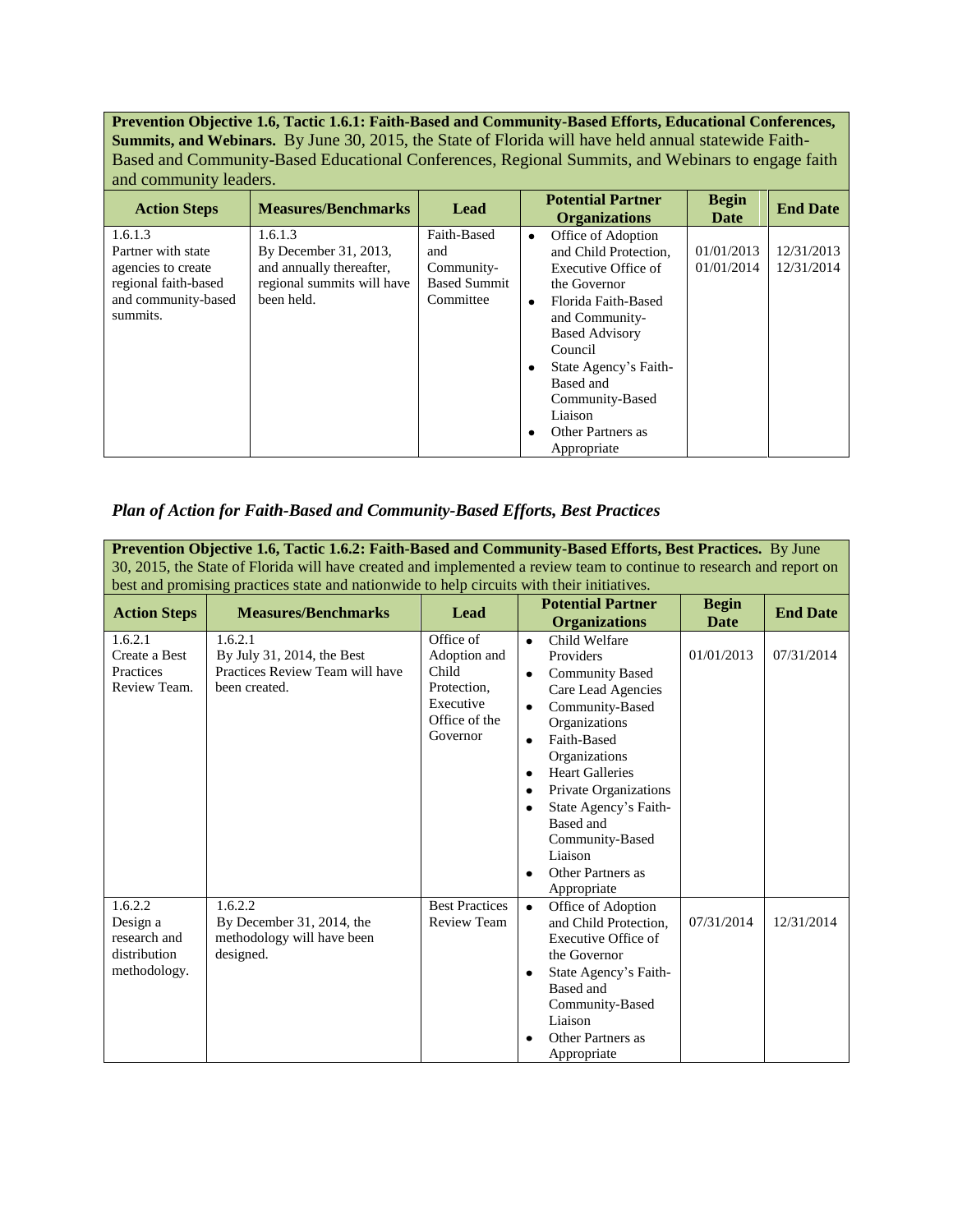| **Prevention Objective 1.6, Tactic 1.6.1: Faith-Based and Community-Based Efforts, Educational Conferences, Summits, and Webinars.** By June 30, 2015, the State of Florida will have held annual statewide Faith-Based and Community-Based Educational Conferences, Regional Summits, and Webinars to engage faith and community leaders. | | | | | |
|---|---|---|---|---|---|
| **Action Steps** | **Measures/Benchmarks** | **Lead** | **Potential Partner Organizations** | **Begin Date** | **End Date** |
| 1.6.1.3 Partner with state agencies to create regional faith-based and community-based summits. | 1.6.1.3 By December 31, 2013, and annually thereafter, regional summits will have been held. | Faith-Based and Community-Based Summit Committee | • Office of Adoption and Child Protection, Executive Office of the Governor<br>• Florida Faith-Based and Community-Based Advisory Council<br>• State Agency's Faith-Based and Community-Based Liaison<br>• Other Partners as Appropriate | 01/01/2013<br>01/01/2014 | 12/31/2013<br>12/31/2014 |

### *Plan of Action for Faith-Based and Community-Based Efforts, Best Practices*

| **Prevention Objective 1.6, Tactic 1.6.2: Faith-Based and Community-Based Efforts, Best Practices.** By June 30, 2015, the State of Florida will have created and implemented a review team to continue to research and report on best and promising practices state and nationwide to help circuits with their initiatives. | | | | | |
|---|---|---|---|---|---|
| **Action Steps** | **Measures/Benchmarks** | **Lead** | **Potential Partner Organizations** | **Begin Date** | **End Date** |
| 1.6.2.1 Create a Best Practices Review Team. | 1.6.2.1 By July 31, 2014, the Best Practices Review Team will have been created. | Office of Adoption and Child Protection, Executive Office of the Governor | • Child Welfare Providers<br>• Community Based Care Lead Agencies<br>• Community-Based Organizations<br>• Faith-Based Organizations<br>• Heart Galleries<br>• Private Organizations<br>• State Agency's Faith-Based and Community-Based Liaison<br>• Other Partners as Appropriate | 01/01/2013 | 07/31/2014 |
| 1.6.2.2 Design a research and distribution methodology. | 1.6.2.2 By December 31, 2014, the methodology will have been designed. | Best Practices Review Team | • Office of Adoption and Child Protection, Executive Office of the Governor<br>• State Agency's Faith-Based and Community-Based Liaison<br>• Other Partners as Appropriate | 07/31/2014 | 12/31/2014 |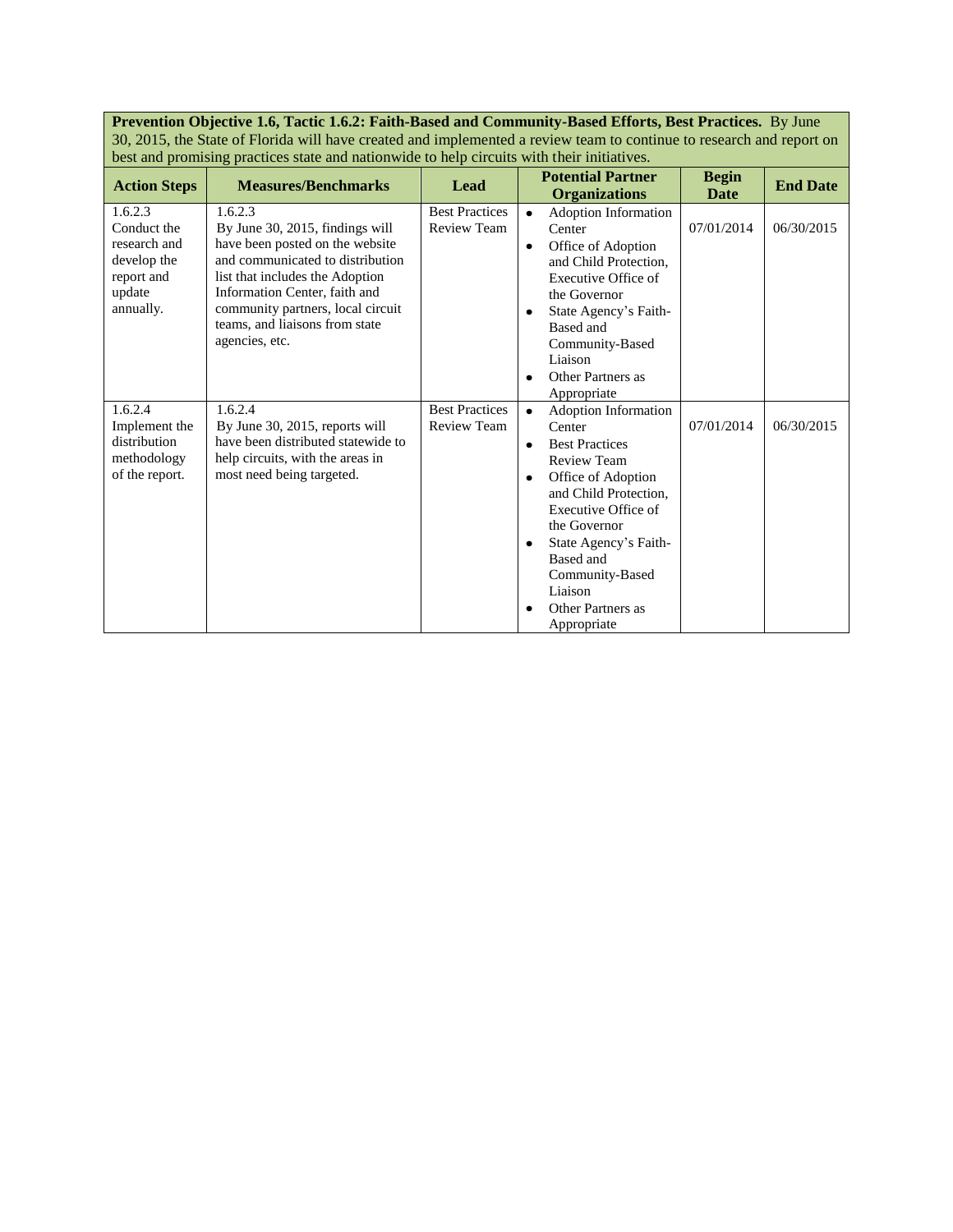**Prevention Objective 1.6, Tactic 1.6.2: Faith-Based and Community-Based Efforts, Best Practices.** By June 30, 2015, the State of Florida will have created and implemented a review team to continue to research and report on best and promising practices state and nationwide to help circuits with their initiatives.

| Action Steps | Measures/Benchmarks | Lead | Potential Partner Organizations | Begin Date | End Date |
|---|---|---|---|---|---|
| 1.6.2.3 Conduct the research and develop the report and update annually. | 1.6.2.3 By June 30, 2015, findings will have been posted on the website and communicated to distribution list that includes the Adoption Information Center, faith and community partners, local circuit teams, and liaisons from state agencies, etc. | Best Practices Review Team | • Adoption Information Center<br>• Office of Adoption and Child Protection, Executive Office of the Governor<br>• State Agency's Faith-Based and Community-Based Liaison<br>• Other Partners as Appropriate | 07/01/2014 | 06/30/2015 |
| 1.6.2.4 Implement the distribution methodology of the report. | 1.6.2.4 By June 30, 2015, reports will have been distributed statewide to help circuits, with the areas in most need being targeted. | Best Practices Review Team | • Adoption Information Center<br>• Best Practices Review Team<br>• Office of Adoption and Child Protection, Executive Office of the Governor<br>• State Agency's Faith-Based and Community-Based Liaison<br>• Other Partners as Appropriate | 07/01/2014 | 06/30/2015 |